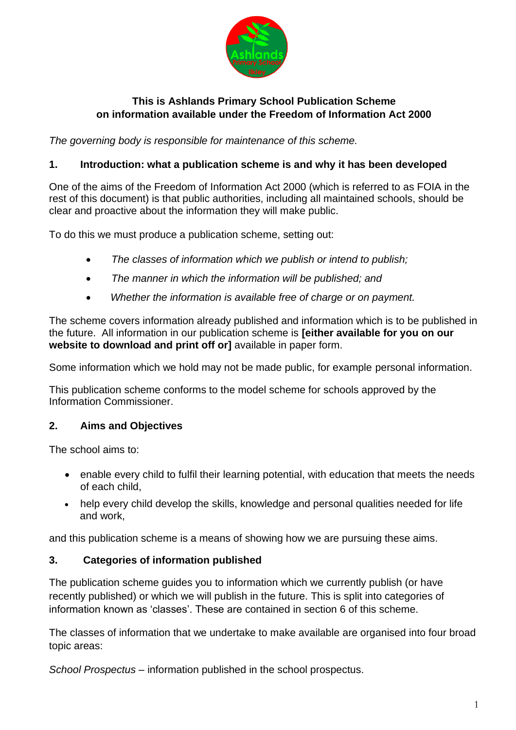**This is Ashlands Primary School Publication Scheme on information available under the Freedom of Information Act 2000**

*The governing body is responsible for maintenance of this scheme.*

## 1. Introduction: what a publication scheme is and why it has been developed

One of the aims of the Freedom of Information Act 2000 (which is referred to as FOIA in the rest of this document) is that public authorities, including all maintained schools, should be clear and proactive about the information they will make public.

To do this we must produce a publication scheme, setting out:

- *The classes of information which we publish or intend to publish;*
- *The manner in which the information will be published; and*
- *Whether the information is available free of charge or on payment.*

The scheme covers information already published and information which is to be published in the future. All information in our publication scheme is **[either available for you on our website to download and print off or]** available in paper form.

Some information which we hold may not be made public, for example personal information.

This publication scheme conforms to the model scheme for schools approved by the Information Commissioner.

## 2. Aims and Objectives

The school aims to:

- enable every child to fulfil their learning potential, with education that meets the needs of each child,
- help every child develop the skills, knowledge and personal qualities needed for life and work,

and this publication scheme is a means of showing how we are pursuing these aims.

## 3. Categories of information published

The publication scheme guides you to information which we currently publish (or have recently published) or which we will publish in the future. This is split into categories of information known as 'classes'. These are contained in section 6 of this scheme.

The classes of information that we undertake to make available are organised into four broad topic areas:

*School Prospectus* – information published in the school prospectus.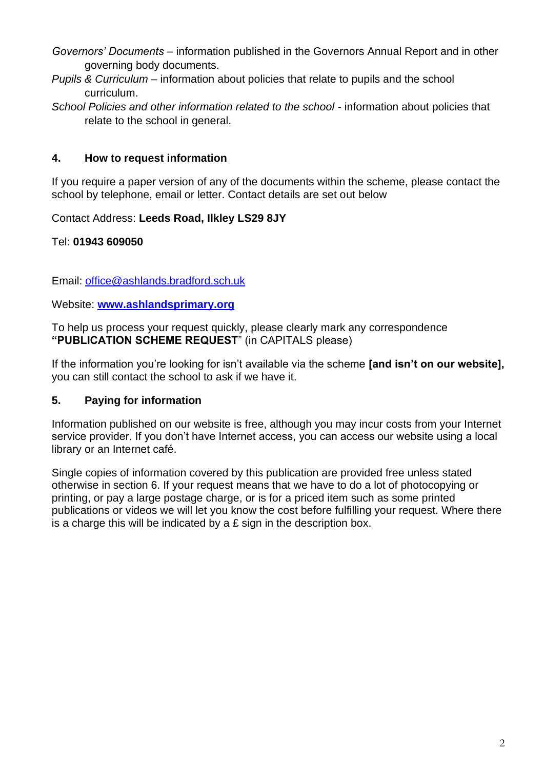*Governors' Documents* – information published in the Governors Annual Report and in other governing body documents.

*Pupils & Curriculum* – information about policies that relate to pupils and the school curriculum.

*School Policies and other information related to the school* - information about policies that relate to the school in general.

## 4. How to request information

If you require a paper version of any of the documents within the scheme, please contact the school by telephone, email or letter. Contact details are set out below

Contact Address: **Leeds Road, Ilkley LS29 8JY**

Tel: **01943 609050**

Email: office@ashlands.bradford.sch.uk

Website: **www.ashlandsprimary.org**

To help us process your request quickly, please clearly mark any correspondence **"PUBLICATION SCHEME REQUEST**" (in CAPITALS please)

If the information you're looking for isn't available via the scheme **[and isn't on our website],** you can still contact the school to ask if we have it.

## 5. Paying for information

Information published on our website is free, although you may incur costs from your Internet service provider. If you don't have Internet access, you can access our website using a local library or an Internet café.

Single copies of information covered by this publication are provided free unless stated otherwise in section 6. If your request means that we have to do a lot of photocopying or printing, or pay a large postage charge, or is for a priced item such as some printed publications or videos we will let you know the cost before fulfilling your request. Where there is a charge this will be indicated by a £ sign in the description box.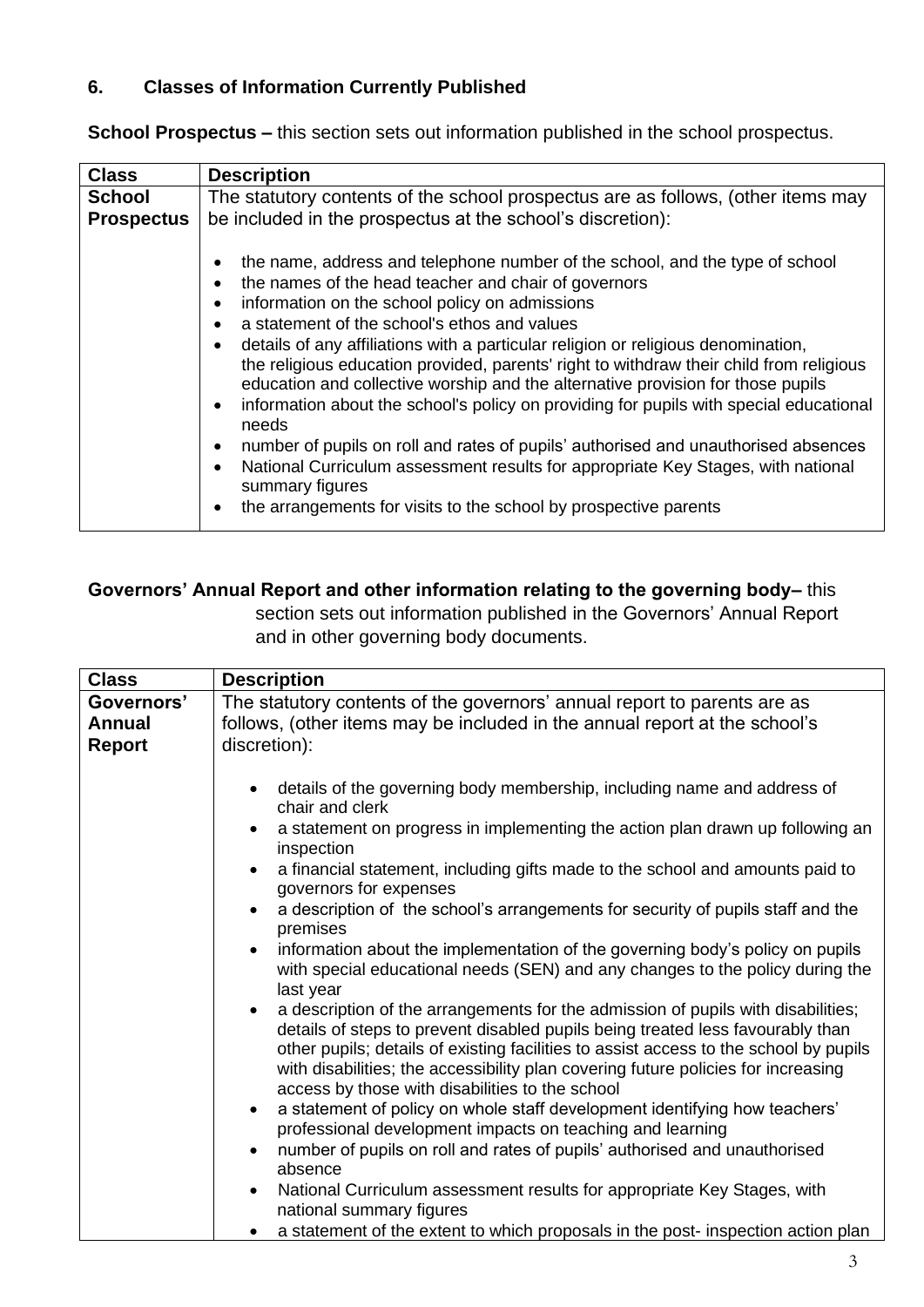## 6. Classes of Information Currently Published

**School Prospectus –** this section sets out information published in the school prospectus.

| Class | Description |
|---|---|
| **School Prospectus** | The statutory contents of the school prospectus are as follows, (other items may be included in the prospectus at the school's discretion):<br><br>• the name, address and telephone number of the school, and the type of school<br>• the names of the head teacher and chair of governors<br>• information on the school policy on admissions<br>• a statement of the school's ethos and values<br>• details of any affiliations with a particular religion or religious denomination, the religious education provided, parents' right to withdraw their child from religious education and collective worship and the alternative provision for those pupils<br>• information about the school's policy on providing for pupils with special educational needs<br>• number of pupils on roll and rates of pupils' authorised and unauthorised absences<br>• National Curriculum assessment results for appropriate Key Stages, with national summary figures<br>• the arrangements for visits to the school by prospective parents |

**Governors' Annual Report and other information relating to the governing body–** this section sets out information published in the Governors' Annual Report and in other governing body documents.

| Class | Description |
|---|---|
| **Governors' Annual Report** | The statutory contents of the governors' annual report to parents are as follows, (other items may be included in the annual report at the school's discretion):<br><br>• details of the governing body membership, including name and address of chair and clerk<br>• a statement on progress in implementing the action plan drawn up following an inspection<br>• a financial statement, including gifts made to the school and amounts paid to governors for expenses<br>• a description of the school's arrangements for security of pupils staff and the premises<br>• information about the implementation of the governing body's policy on pupils with special educational needs (SEN) and any changes to the policy during the last year<br>• a description of the arrangements for the admission of pupils with disabilities; details of steps to prevent disabled pupils being treated less favourably than other pupils; details of existing facilities to assist access to the school by pupils with disabilities; the accessibility plan covering future policies for increasing access by those with disabilities to the school<br>• a statement of policy on whole staff development identifying how teachers' professional development impacts on teaching and learning<br>• number of pupils on roll and rates of pupils' authorised and unauthorised absence<br>• National Curriculum assessment results for appropriate Key Stages, with national summary figures<br>• a statement of the extent to which proposals in the post- inspection action plan |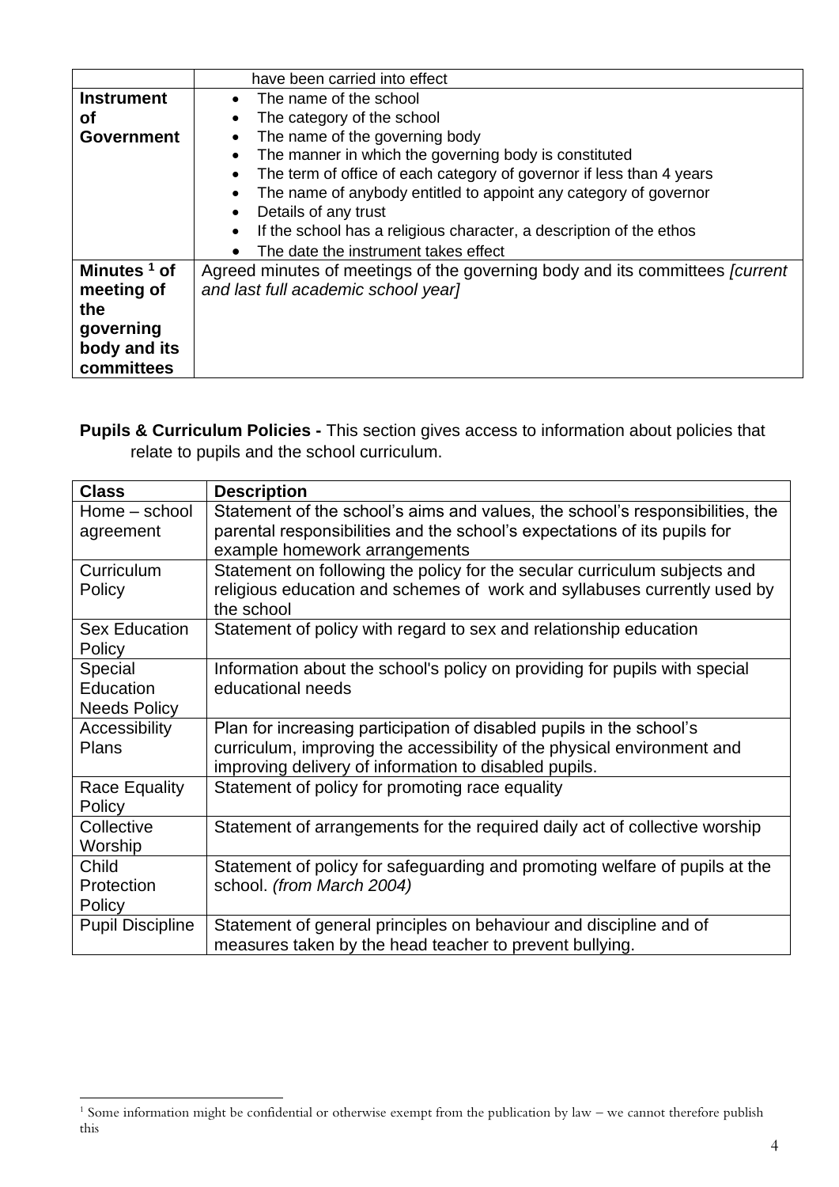| | |
|---|---|
| | have been carried into effect |
| **Instrument of Government** | • The name of the school<br>• The category of the school<br>• The name of the governing body<br>• The manner in which the governing body is constituted<br>• The term of office of each category of governor if less than 4 years<br>• The name of anybody entitled to appoint any category of governor<br>• Details of any trust<br>• If the school has a religious character, a description of the ethos<br>• The date the instrument takes effect |
| **Minutes [1] of meeting of the governing body and its committees** | Agreed minutes of meetings of the governing body and its committees *[current and last full academic school year]* |

**Pupils & Curriculum Policies -** This section gives access to information about policies that relate to pupils and the school curriculum.

| **Class** | **Description** |
|---|---|
| Home – school agreement | Statement of the school's aims and values, the school's responsibilities, the parental responsibilities and the school's expectations of its pupils for example homework arrangements |
| Curriculum Policy | Statement on following the policy for the secular curriculum subjects and religious education and schemes of work and syllabuses currently used by the school |
| Sex Education Policy | Statement of policy with regard to sex and relationship education |
| Special Education Needs Policy | Information about the school's policy on providing for pupils with special educational needs |
| Accessibility Plans | Plan for increasing participation of disabled pupils in the school's curriculum, improving the accessibility of the physical environment and improving delivery of information to disabled pupils. |
| Race Equality Policy | Statement of policy for promoting race equality |
| Collective Worship | Statement of arrangements for the required daily act of collective worship |
| Child Protection Policy | Statement of policy for safeguarding and promoting welfare of pupils at the school. *(from March 2004)* |
| Pupil Discipline | Statement of general principles on behaviour and discipline and of measures taken by the head teacher to prevent bullying. |

[1] Some information might be confidential or otherwise exempt from the publication by law – we cannot therefore publish this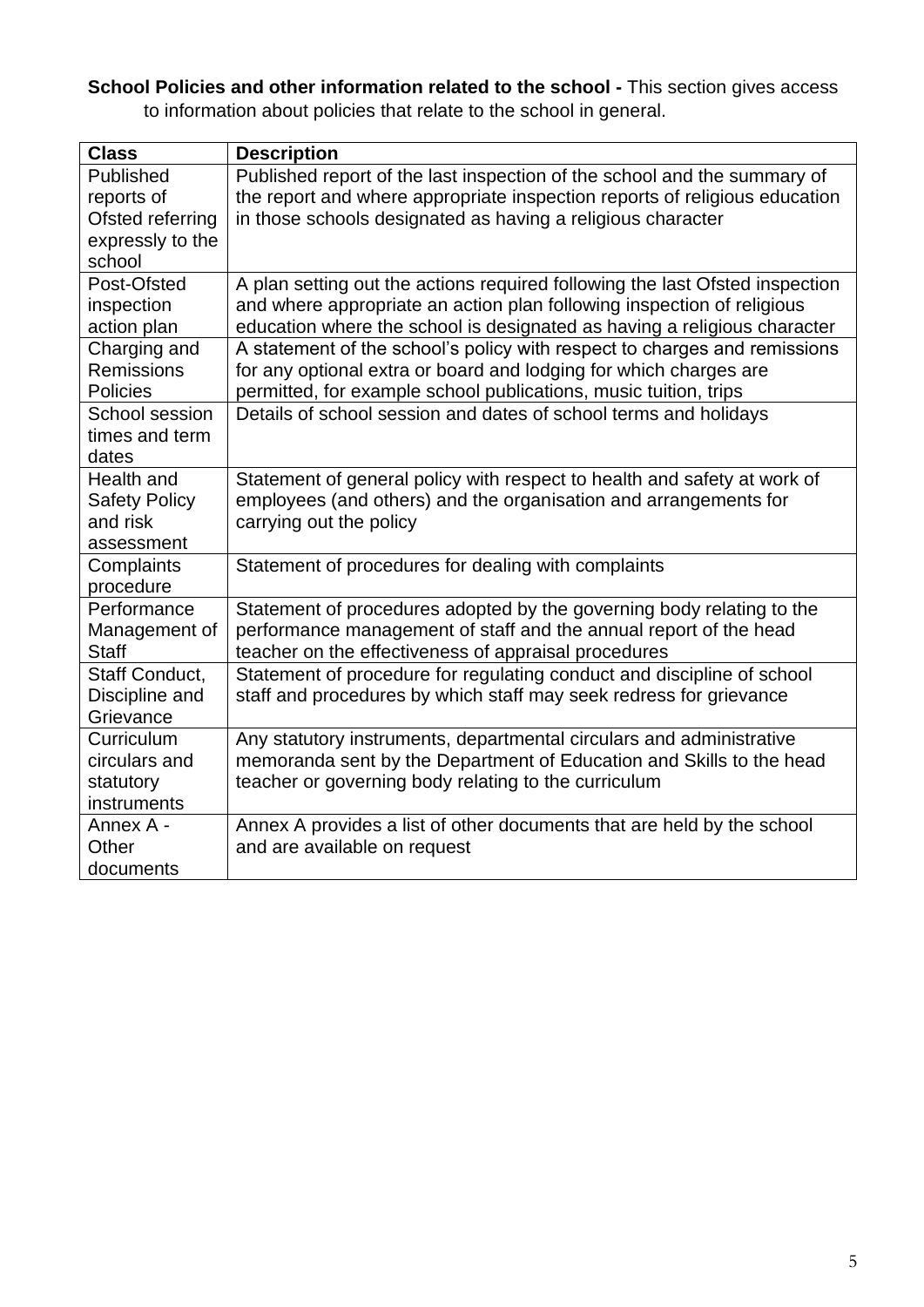**School Policies and other information related to the school -** This section gives access to information about policies that relate to the school in general.

| Class | Description |
|---|---|
| Published reports of Ofsted referring expressly to the school | Published report of the last inspection of the school and the summary of the report and where appropriate inspection reports of religious education in those schools designated as having a religious character |
| Post-Ofsted inspection action plan | A plan setting out the actions required following the last Ofsted inspection and where appropriate an action plan following inspection of religious education where the school is designated as having a religious character |
| Charging and Remissions Policies | A statement of the school's policy with respect to charges and remissions for any optional extra or board and lodging for which charges are permitted, for example school publications, music tuition, trips |
| School session times and term dates | Details of school session and dates of school terms and holidays |
| Health and Safety Policy and risk assessment | Statement of general policy with respect to health and safety at work of employees (and others) and the organisation and arrangements for carrying out the policy |
| Complaints procedure | Statement of procedures for dealing with complaints |
| Performance Management of Staff | Statement of procedures adopted by the governing body relating to the performance management of staff and the annual report of the head teacher on the effectiveness of appraisal procedures |
| Staff Conduct, Discipline and Grievance | Statement of procedure for regulating conduct and discipline of school staff and procedures by which staff may seek redress for grievance |
| Curriculum circulars and statutory instruments | Any statutory instruments, departmental circulars and administrative memoranda sent by the Department of Education and Skills to the head teacher or governing body relating to the curriculum |
| Annex A - Other documents | Annex A provides a list of other documents that are held by the school and are available on request |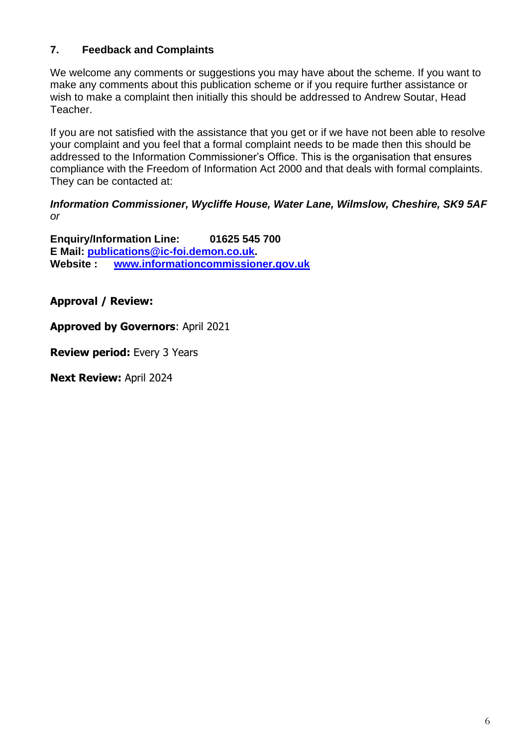## 7. Feedback and Complaints

We welcome any comments or suggestions you may have about the scheme. If you want to make any comments about this publication scheme or if you require further assistance or wish to make a complaint then initially this should be addressed to Andrew Soutar, Head Teacher.

If you are not satisfied with the assistance that you get or if we have not been able to resolve your complaint and you feel that a formal complaint needs to be made then this should be addressed to the Information Commissioner's Office. This is the organisation that ensures compliance with the Freedom of Information Act 2000 and that deals with formal complaints. They can be contacted at:

***Information Commissioner, Wycliffe House, Water Lane, Wilmslow, Cheshire, SK9 5AF***
*or*

**Enquiry/Information Line: 01625 545 700**
**E Mail: publications@ic-foi.demon.co.uk.**
**Website : www.informationcommissioner.gov.uk**

**Approval / Review:**

**Approved by Governors**: April 2021

**Review period:** Every 3 Years

**Next Review:** April 2024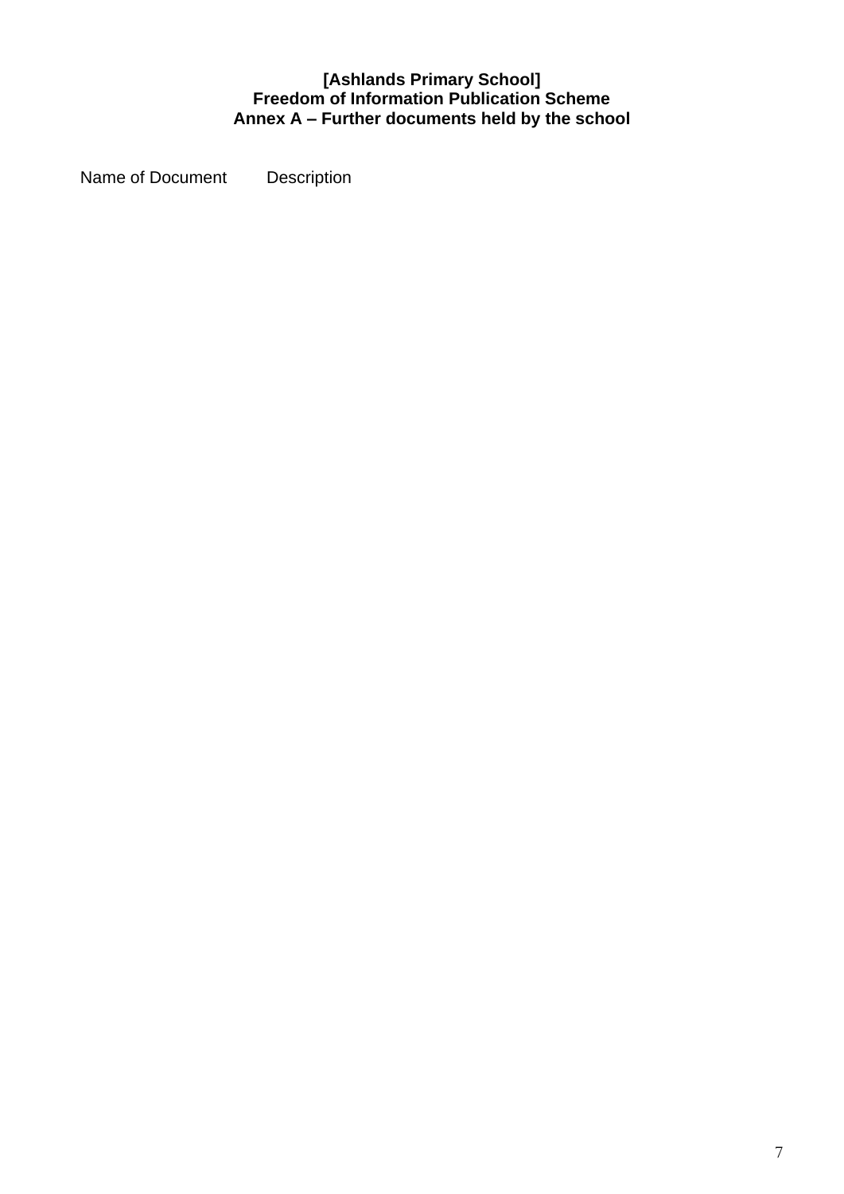**[Ashlands Primary School]**
**Freedom of Information Publication Scheme**
**Annex A – Further documents held by the school**

| Name of Document | Description |
| --- | --- |